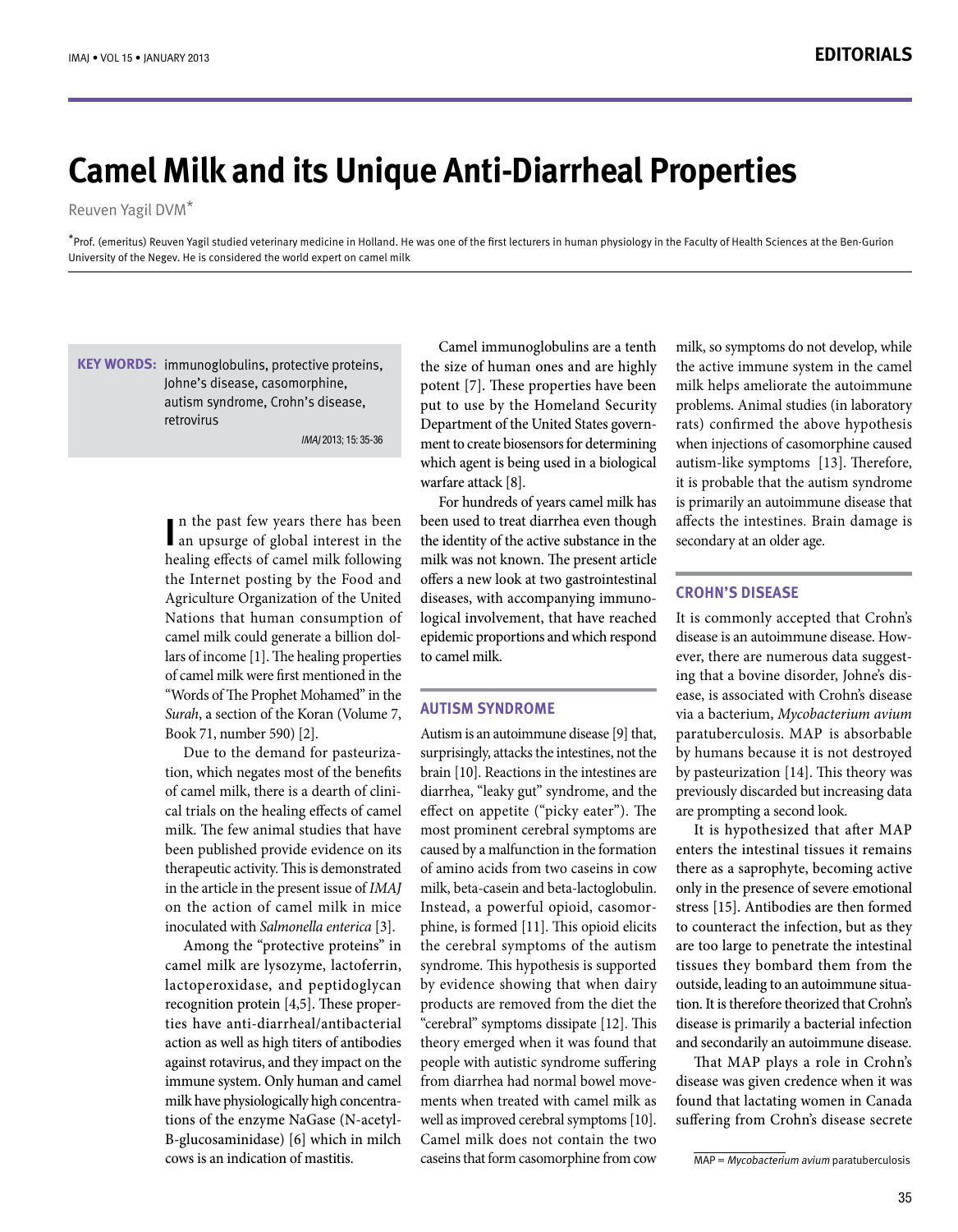# Camel Milk and its Unique Anti-Diarrheal Properties

Reuven Yagil DVM*

*Prof. (emeritus) Reuven Yagil studied veterinary medicine in Holland. He was one of the first lecturers in human physiology in the Faculty of Health Sciences at the Ben-Gurion University of the Negev. He is considered the world expert on camel milk

**KEY WORDS:** immunoglobulins, protective proteins, Johne's disease, casomorphine, autism syndrome, Crohn's disease, retrovirus

*IMAJ* 2013; 15: 35-36

In the past few years there has been an upsurge of global interest in the healing effects of camel milk following the Internet posting by the Food and Agriculture Organization of the United Nations that human consumption of camel milk could generate a billion dollars of income [1]. The healing properties of camel milk were first mentioned in the "Words of The Prophet Mohamed" in the *Surah*, a section of the Koran (Volume 7, Book 71, number 590) [2].

Due to the demand for pasteurization, which negates most of the benefits of camel milk, there is a dearth of clinical trials on the healing effects of camel milk. The few animal studies that have been published provide evidence on its therapeutic activity. This is demonstrated in the article in the present issue of *IMAJ* on the action of camel milk in mice inoculated with *Salmonella enterica* [3].

Among the "protective proteins" in camel milk are lysozyme, lactoferrin, lactoperoxidase, and peptidoglycan recognition protein [4,5]. These properties have anti-diarrheal/antibacterial action as well as high titers of antibodies against rotavirus, and they impact on the immune system. Only human and camel milk have physiologically high concentrations of the enzyme NaGase (N-acetyl-B-glucosaminidase) [6] which in milch cows is an indication of mastitis.

Camel immunoglobulins are a tenth the size of human ones and are highly potent [7]. These properties have been put to use by the Homeland Security Department of the United States government to create biosensors for determining which agent is being used in a biological warfare attack [8].

For hundreds of years camel milk has been used to treat diarrhea even though the identity of the active substance in the milk was not known. The present article offers a new look at two gastrointestinal diseases, with accompanying immunological involvement, that have reached epidemic proportions and which respond to camel milk.

## AUTISM SYNDROME

Autism is an autoimmune disease [9] that, surprisingly, attacks the intestines, not the brain [10]. Reactions in the intestines are diarrhea, "leaky gut" syndrome, and the effect on appetite ("picky eater"). The most prominent cerebral symptoms are caused by a malfunction in the formation of amino acids from two caseins in cow milk, beta-casein and beta-lactoglobulin. Instead, a powerful opioid, casomorphine, is formed [11]. This opioid elicits the cerebral symptoms of the autism syndrome. This hypothesis is supported by evidence showing that when dairy products are removed from the diet the "cerebral" symptoms dissipate [12]. This theory emerged when it was found that people with autistic syndrome suffering from diarrhea had normal bowel movements when treated with camel milk as well as improved cerebral symptoms [10]. Camel milk does not contain the two caseins that form casomorphine from cow milk, so symptoms do not develop, while the active immune system in the camel milk helps ameliorate the autoimmune problems. Animal studies (in laboratory rats) confirmed the above hypothesis when injections of casomorphine caused autism-like symptoms [13]. Therefore, it is probable that the autism syndrome is primarily an autoimmune disease that affects the intestines. Brain damage is secondary at an older age.

## CROHN'S DISEASE

It is commonly accepted that Crohn's disease is an autoimmune disease. However, there are numerous data suggesting that a bovine disorder, Johne's disease, is associated with Crohn's disease via a bacterium, *Mycobacterium avium* paratuberculosis. MAP is absorbable by humans because it is not destroyed by pasteurization [14]. This theory was previously discarded but increasing data are prompting a second look.

It is hypothesized that after MAP enters the intestinal tissues it remains there as a saprophyte, becoming active only in the presence of severe emotional stress [15]. Antibodies are then formed to counteract the infection, but as they are too large to penetrate the intestinal tissues they bombard them from the outside, leading to an autoimmune situation. It is therefore theorized that Crohn's disease is primarily a bacterial infection and secondarily an autoimmune disease.

That MAP plays a role in Crohn's disease was given credence when it was found that lactating women in Canada suffering from Crohn's disease secrete

MAP = *Mycobacterium avium* paratuberculosis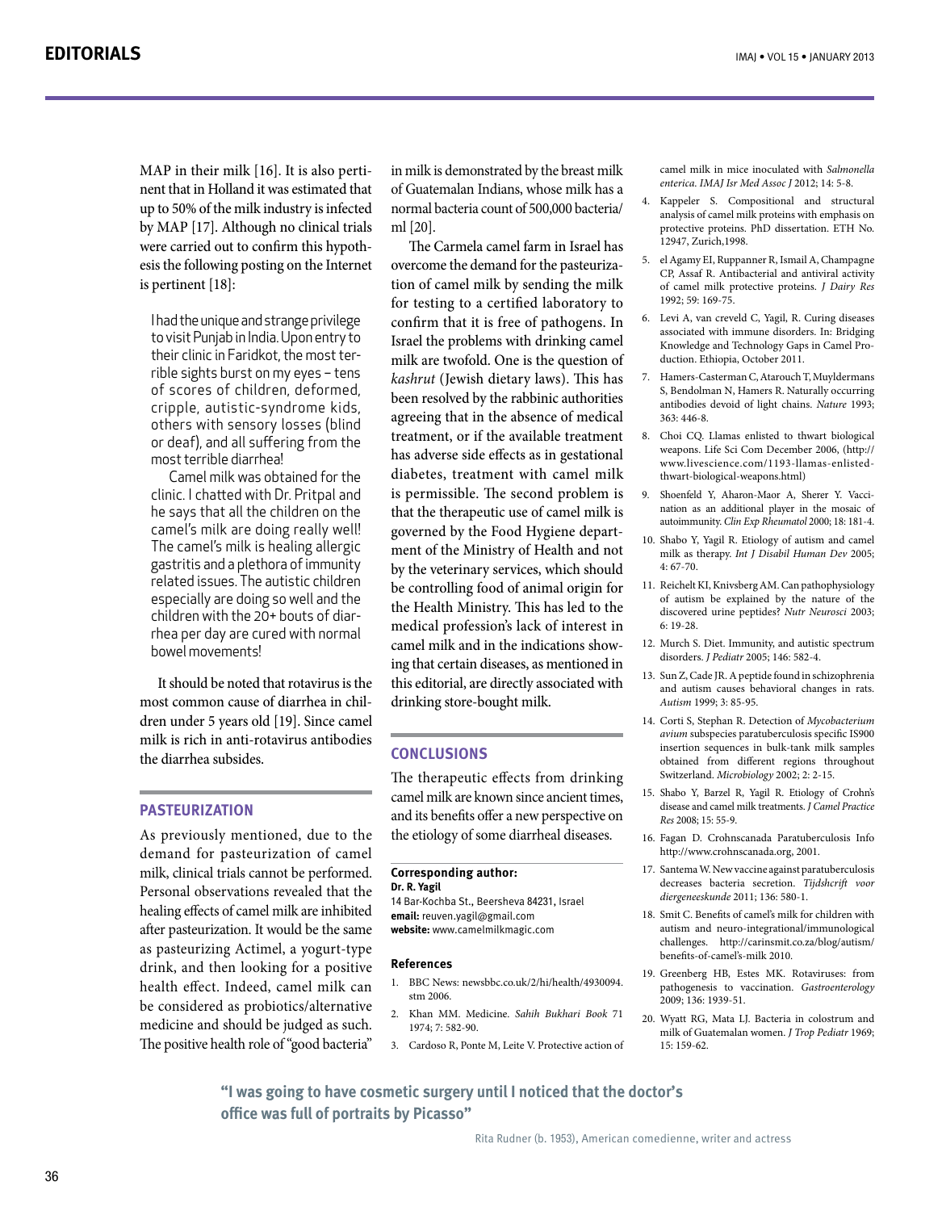MAP in their milk [16]. It is also pertinent that in Holland it was estimated that up to 50% of the milk industry is infected by MAP [17]. Although no clinical trials were carried out to confirm this hypothesis the following posting on the Internet is pertinent [18]:

> I had the unique and strange privilege to visit Punjab in India. Upon entry to their clinic in Faridkot, the most terrible sights burst on my eyes – tens of scores of children, deformed, cripple, autistic-syndrome kids, others with sensory losses (blind or deaf), and all suffering from the most terrible diarrhea!
>
> Camel milk was obtained for the clinic. I chatted with Dr. Pritpal and he says that all the children on the camel's milk are doing really well! The camel's milk is healing allergic gastritis and a plethora of immunity related issues. The autistic children especially are doing so well and the children with the 20+ bouts of diarrhea per day are cured with normal bowel movements!

It should be noted that rotavirus is the most common cause of diarrhea in children under 5 years old [19]. Since camel milk is rich in anti-rotavirus antibodies the diarrhea subsides.

## PASTEURIZATION

As previously mentioned, due to the demand for pasteurization of camel milk, clinical trials cannot be performed. Personal observations revealed that the healing effects of camel milk are inhibited after pasteurization. It would be the same as pasteurizing Actimel, a yogurt-type drink, and then looking for a positive health effect. Indeed, camel milk can be considered as probiotics/alternative medicine and should be judged as such. The positive health role of "good bacteria" in milk is demonstrated by the breast milk of Guatemalan Indians, whose milk has a normal bacteria count of 500,000 bacteria/ml [20].

The Carmela camel farm in Israel has overcome the demand for the pasteurization of camel milk by sending the milk for testing to a certified laboratory to confirm that it is free of pathogens. In Israel the problems with drinking camel milk are twofold. One is the question of *kashrut* (Jewish dietary laws). This has been resolved by the rabbinic authorities agreeing that in the absence of medical treatment, or if the available treatment has adverse side effects as in gestational diabetes, treatment with camel milk is permissible. The second problem is that the therapeutic use of camel milk is governed by the Food Hygiene department of the Ministry of Health and not by the veterinary services, which should be controlling food of animal origin for the Health Ministry. This has led to the medical profession's lack of interest in camel milk and in the indications showing that certain diseases, as mentioned in this editorial, are directly associated with drinking store-bought milk.

## CONCLUSIONS

The therapeutic effects from drinking camel milk are known since ancient times, and its benefits offer a new perspective on the etiology of some diarrheal diseases.

**Corresponding author:**
**Dr. R. Yagil**
14 Bar-Kochba St., Beersheva 84231, Israel
**email:** reuven.yagil@gmail.com
**website:** www.camelmilkmagic.com

### References

1. BBC News: newsbbc.co.uk/2/hi/health/4930094.stm 2006.
2. Khan MM. Medicine. *Sahih Bukhari Book* 71 1974; 7: 582-90.
3. Cardoso R, Ponte M, Leite V. Protective action of camel milk in mice inoculated with *Salmonella enterica*. *IMAJ Isr Med Assoc J* 2012; 14: 5-8.
4. Kappeler S. Compositional and structural analysis of camel milk proteins with emphasis on protective proteins. PhD dissertation. ETH No. 12947, Zurich,1998.
5. el Agamy EI, Ruppanner R, Ismail A, Champagne CP, Assaf R. Antibacterial and antiviral activity of camel milk protective proteins. *J Dairy Res* 1992; 59: 169-75.
6. Levi A, van creveld C, Yagil, R. Curing diseases associated with immune disorders. In: Bridging Knowledge and Technology Gaps in Camel Production. Ethiopia, October 2011.
7. Hamers-Casterman C, Atarouch T, Muyldermans S, Bendolman N, Hamers R. Naturally occurring antibodies devoid of light chains. *Nature* 1993; 363: 446-8.
8. Choi CQ. Llamas enlisted to thwart biological weapons. Life Sci Com December 2006, (http://www.livescience.com/1193-llamas-enlisted-thwart-biological-weapons.html)
9. Shoenfeld Y, Aharon-Maor A, Sherer Y. Vaccination as an additional player in the mosaic of autoimmunity. *Clin Exp Rheumatol* 2000; 18: 181-4.
10. Shabo Y, Yagil R. Etiology of autism and camel milk as therapy. *Int J Disabil Human Dev* 2005; 4: 67-70.
11. Reichelt KI, Knivsberg AM. Can pathophysiology of autism be explained by the nature of the discovered urine peptides? *Nutr Neurosci* 2003; 6: 19-28.
12. Murch S. Diet. Immunity, and autistic spectrum disorders. *J Pediatr* 2005; 146: 582-4.
13. Sun Z, Cade JR. A peptide found in schizophrenia and autism causes behavioral changes in rats. *Autism* 1999; 3: 85-95.
14. Corti S, Stephan R. Detection of *Mycobacterium avium* subspecies paratuberculosis specific IS900 insertion sequences in bulk-tank milk samples obtained from different regions throughout Switzerland. *Microbiology* 2002; 2: 2-15.
15. Shabo Y, Barzel R, Yagil R. Etiology of Crohn's disease and camel milk treatments. *J Camel Practice Res* 2008; 15: 55-9.
16. Fagan D. Crohnscanada Paratuberculosis Info http://www.crohnscanada.org, 2001.
17. Santema W. New vaccine against paratuberculosis decreases bacteria secretion. *Tijdshcrift voor diergeneeskunde* 2011; 136: 580-1.
18. Smit C. Benefits of camel's milk for children with autism and neuro-integrational/immunological challenges. http://carinsmit.co.za/blog/autism/benefits-of-camel's-milk 2010.
19. Greenberg HB, Estes MK. Rotaviruses: from pathogenesis to vaccination. *Gastroenterology* 2009; 136: 1939-51.
20. Wyatt RG, Mata LJ. Bacteria in colostrum and milk of Guatemalan women. *J Trop Pediatr* 1969; 15: 159-62.

**"I was going to have cosmetic surgery until I noticed that the doctor's office was full of portraits by Picasso"**

Rita Rudner (b. 1953), American comedienne, writer and actress